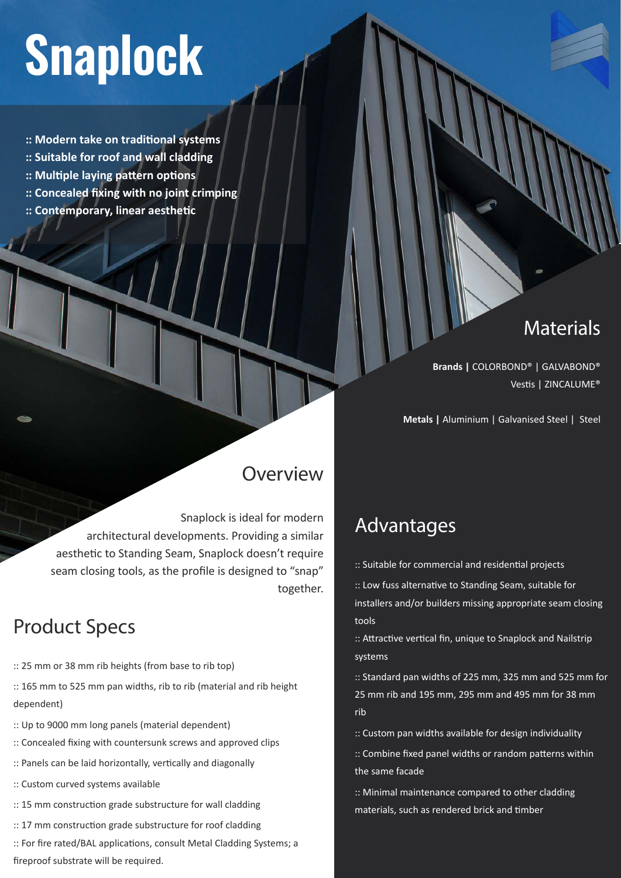# Snaplock

- :: Modern take on traditional systems
- :: Suitable for roof and wall cladding
- :: Multiple laying pattern options
- :: Concealed fixing with no joint crimping
- :: Contemporary, linear aesthetic

## Materials

**Brands |** COLORBOND® | GALVABOND® Vestis | ZINCALUME®

**Metals |** Aluminium | Galvanised Steel | Steel

## Overview

Snaplock is ideal for modern architectural developments. Providing a similar aesthetic to Standing Seam, Snaplock doesn't require seam closing tools, as the profile is designed to "snap" together.

## Product Specs

:: 25 mm or 38 mm rib heights (from base to rib top)

:: 165 mm to 525 mm pan widths, rib to rib (material and rib height dependent)

:: Up to 9000 mm long panels (material dependent)

:: Concealed fixing with countersunk screws and approved clips

:: Panels can be laid horizontally, vertically and diagonally

:: Custom curved systems available

:: 15 mm construction grade substructure for wall cladding

:: 17 mm construction grade substructure for roof cladding

:: For fire rated/BAL applications, consult Metal Cladding Systems; a fireproof substrate will be required.

## Advantages

:: Suitable for commercial and residential projects

:: Low fuss alternative to Standing Seam, suitable for installers and/or builders missing appropriate seam closing tools

:: Attractive vertical fin, unique to Snaplock and Nailstrip systems

:: Standard pan widths of 225 mm, 325 mm and 525 mm for 25 mm rib and 195 mm, 295 mm and 495 mm for 38 mm rib

:: Custom pan widths available for design individuality

:: Combine fixed panel widths or random patterns within the same facade

:: Minimal maintenance compared to other cladding materials, such as rendered brick and timber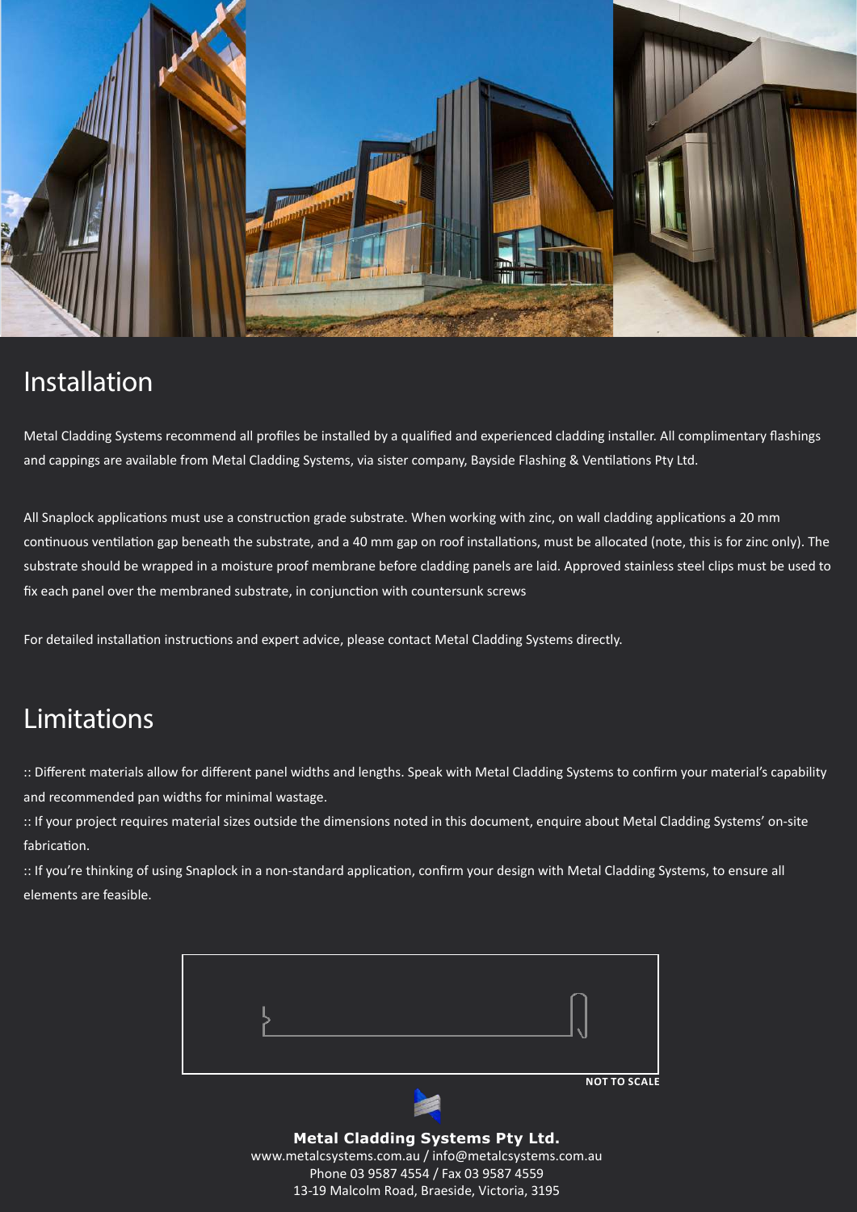## Installation

Metal Cladding Systems recommend all profiles be installed by a qualified and experienced cladding installer. All complimentary flashings and cappings are available from Metal Cladding Systems, via sister company, Bayside Flashing & Ventilations Pty Ltd.

All Snaplock applications must use a construction grade substrate. When working with zinc, on wall cladding applications a 20 mm continuous ventilation gap beneath the substrate, and a 40 mm gap on roof installations, must be allocated (note, this is for zinc only). The substrate should be wrapped in a moisture proof membrane before cladding panels are laid. Approved stainless steel clips must be used to fix each panel over the membraned substrate, in conjunction with countersunk screws

For detailed installation instructions and expert advice, please contact Metal Cladding Systems directly.

## Limitations

:: Different materials allow for different panel widths and lengths. Speak with Metal Cladding Systems to confirm your material's capability and recommended pan widths for minimal wastage.

:: If your project requires material sizes outside the dimensions noted in this document, enquire about Metal Cladding Systems' on-site fabrication.

:: If you're thinking of using Snaplock in a non-standard application, confirm your design with Metal Cladding Systems, to ensure all elements are feasible.

NOT TO SCALE

**Metal Cladding Systems Pty Ltd.**
www.metalcsystems.com.au / info@metalcsystems.com.au
Phone 03 9587 4554 / Fax 03 9587 4559
13-19 Malcolm Road, Braeside, Victoria, 3195